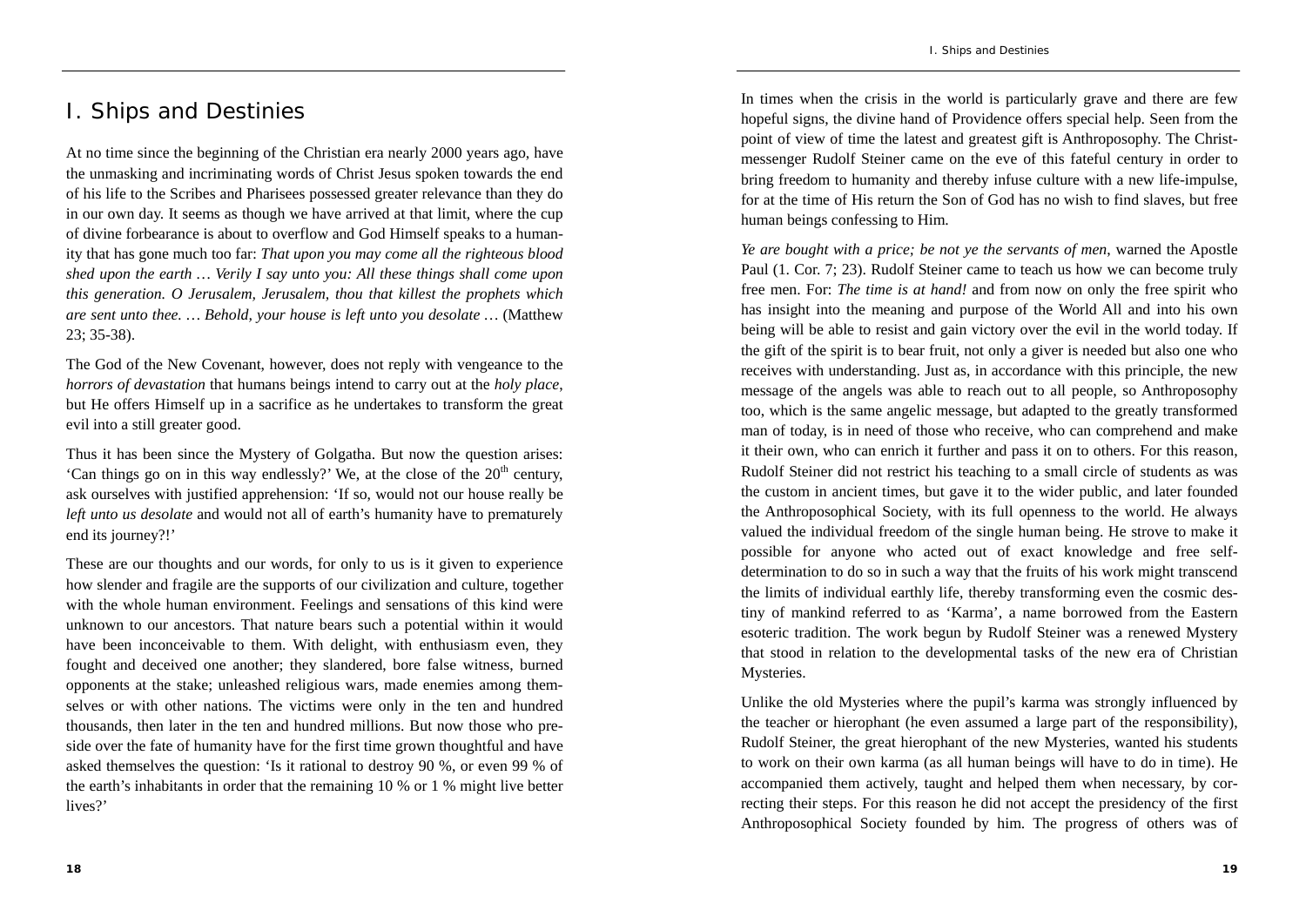# I. Ships and Destinies

At no time since the beginning of the Christian era nearly 2000 years ago, have the unmasking and incriminating words of Christ Jesus spoken towards the end of his life to the Scribes and Pharisees possessed greater relevance than they do in our own day. It seems as though we have arrived at that limit, where the cup of divine forbearance is about to overflow and God Himself speaks to a humanity that has gone much too far: *That upon you may come all the righteous blood shed upon the earth … Verily I say unto you: All these things shall come upon this generation. O Jerusalem, Jerusalem, thou that killest the prophets which are sent unto thee. … Behold, your house is left unto you desolate …* (Matthew 23; 35-38).

The God of the New Covenant, however, does not reply with vengeance to the *horrors of devastation* that humans beings intend to carry out at the *holy place*, but He offers Himself up in a sacrifice as he undertakes to transform the great evil into a still greater good.

Thus it has been since the Mystery of Golgatha. But now the question arises: 'Can things go on in this way endlessly?' We, at the close of the 20th century, ask ourselves with justified apprehension: 'If so, would not our house really be *left unto us desolate* and would not all of earth's humanity have to prematurely end its journey?!'

These are our thoughts and our words, for only to us is it given to experience how slender and fragile are the supports of our civilization and culture, together with the whole human environment. Feelings and sensations of this kind were unknown to our ancestors. That nature bears such a potential within it would have been inconceivable to them. With delight, with enthusiasm even, they fought and deceived one another; they slandered, bore false witness, burned opponents at the stake; unleashed religious wars, made enemies among themselves or with other nations. The victims were only in the ten and hundred thousands, then later in the ten and hundred millions. But now those who preside over the fate of humanity have for the first time grown thoughtful and have asked themselves the question: 'Is it rational to destroy 90 %, or even 99 % of the earth's inhabitants in order that the remaining 10 % or 1 % might live better lives?'

In times when the crisis in the world is particularly grave and there are few hopeful signs, the divine hand of Providence offers special help. Seen from the point of view of time the latest and greatest gift is Anthroposophy. The Christ-messenger Rudolf Steiner came on the eve of this fateful century in order to bring freedom to humanity and thereby infuse culture with a new life-impulse, for at the time of His return the Son of God has no wish to find slaves, but free human beings confessing to Him.

*Ye are bought with a price; be not ye the servants of men*, warned the Apostle Paul (1. Cor. 7; 23). Rudolf Steiner came to teach us how we can become truly free men. For: *The time is at hand!* and from now on only the free spirit who has insight into the meaning and purpose of the World All and into his own being will be able to resist and gain victory over the evil in the world today. If the gift of the spirit is to bear fruit, not only a giver is needed but also one who receives with understanding. Just as, in accordance with this principle, the new message of the angels was able to reach out to all people, so Anthroposophy too, which is the same angelic message, but adapted to the greatly transformed man of today, is in need of those who receive, who can comprehend and make it their own, who can enrich it further and pass it on to others. For this reason, Rudolf Steiner did not restrict his teaching to a small circle of students as was the custom in ancient times, but gave it to the wider public, and later founded the Anthroposophical Society, with its full openness to the world. He always valued the individual freedom of the single human being. He strove to make it possible for anyone who acted out of exact knowledge and free self-determination to do so in such a way that the fruits of his work might transcend the limits of individual earthly life, thereby transforming even the cosmic destiny of mankind referred to as 'Karma', a name borrowed from the Eastern esoteric tradition. The work begun by Rudolf Steiner was a renewed Mystery that stood in relation to the developmental tasks of the new era of Christian Mysteries.

Unlike the old Mysteries where the pupil's karma was strongly influenced by the teacher or hierophant (he even assumed a large part of the responsibility), Rudolf Steiner, the great hierophant of the new Mysteries, wanted his students to work on their own karma (as all human beings will have to do in time). He accompanied them actively, taught and helped them when necessary, by correcting their steps. For this reason he did not accept the presidency of the first Anthroposophical Society founded by him. The progress of others was of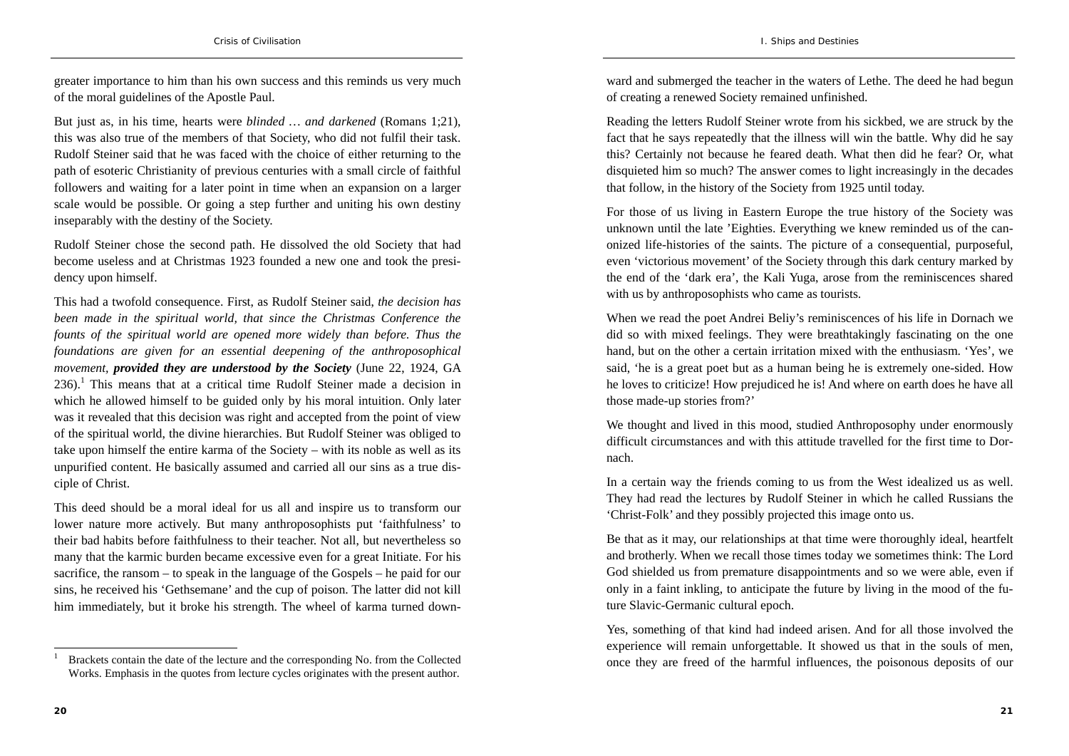greater importance to him than his own success and this reminds us very much of the moral guidelines of the Apostle Paul.

But just as, in his time, hearts were *blinded … and darkened* (Romans 1;21), this was also true of the members of that Society, who did not fulfil their task. Rudolf Steiner said that he was faced with the choice of either returning to the path of esoteric Christianity of previous centuries with a small circle of faithful followers and waiting for a later point in time when an expansion on a larger scale would be possible. Or going a step further and uniting his own destiny inseparably with the destiny of the Society.

Rudolf Steiner chose the second path. He dissolved the old Society that had become useless and at Christmas 1923 founded a new one and took the presidency upon himself.

This had a twofold consequence. First, as Rudolf Steiner said, *the decision has been made in the spiritual world, that since the Christmas Conference the founts of the spiritual world are opened more widely than before. Thus the foundations are given for an essential deepening of the anthroposophical movement,* ***provided they are understood by the Society*** (June 22, 1924, GA 236).[1] This means that at a critical time Rudolf Steiner made a decision in which he allowed himself to be guided only by his moral intuition. Only later was it revealed that this decision was right and accepted from the point of view of the spiritual world, the divine hierarchies. But Rudolf Steiner was obliged to take upon himself the entire karma of the Society – with its noble as well as its unpurified content. He basically assumed and carried all our sins as a true disciple of Christ.

This deed should be a moral ideal for us all and inspire us to transform our lower nature more actively. But many anthroposophists put 'faithfulness' to their bad habits before faithfulness to their teacher. Not all, but nevertheless so many that the karmic burden became excessive even for a great Initiate. For his sacrifice, the ransom – to speak in the language of the Gospels – he paid for our sins, he received his 'Gethsemane' and the cup of poison. The latter did not kill him immediately, but it broke his strength. The wheel of karma turned downward and submerged the teacher in the waters of Lethe. The deed he had begun of creating a renewed Society remained unfinished.

[1] Brackets contain the date of the lecture and the corresponding No. from the Collected Works. Emphasis in the quotes from lecture cycles originates with the present author.

Reading the letters Rudolf Steiner wrote from his sickbed, we are struck by the fact that he says repeatedly that the illness will win the battle. Why did he say this? Certainly not because he feared death. What then did he fear? Or, what disquieted him so much? The answer comes to light increasingly in the decades that follow, in the history of the Society from 1925 until today.

For those of us living in Eastern Europe the true history of the Society was unknown until the late 'Eighties. Everything we knew reminded us of the canonized life-histories of the saints. The picture of a consequential, purposeful, even 'victorious movement' of the Society through this dark century marked by the end of the 'dark era', the Kali Yuga, arose from the reminiscences shared with us by anthroposophists who came as tourists.

When we read the poet Andrei Beliy's reminiscences of his life in Dornach we did so with mixed feelings. They were breathtakingly fascinating on the one hand, but on the other a certain irritation mixed with the enthusiasm. 'Yes', we said, 'he is a great poet but as a human being he is extremely one-sided. How he loves to criticize! How prejudiced he is! And where on earth does he have all those made-up stories from?'

We thought and lived in this mood, studied Anthroposophy under enormously difficult circumstances and with this attitude travelled for the first time to Dornach.

In a certain way the friends coming to us from the West idealized us as well. They had read the lectures by Rudolf Steiner in which he called Russians the 'Christ-Folk' and they possibly projected this image onto us.

Be that as it may, our relationships at that time were thoroughly ideal, heartfelt and brotherly. When we recall those times today we sometimes think: The Lord God shielded us from premature disappointments and so we were able, even if only in a faint inkling, to anticipate the future by living in the mood of the future Slavic-Germanic cultural epoch.

Yes, something of that kind had indeed arisen. And for all those involved the experience will remain unforgettable. It showed us that in the souls of men, once they are freed of the harmful influences, the poisonous deposits of our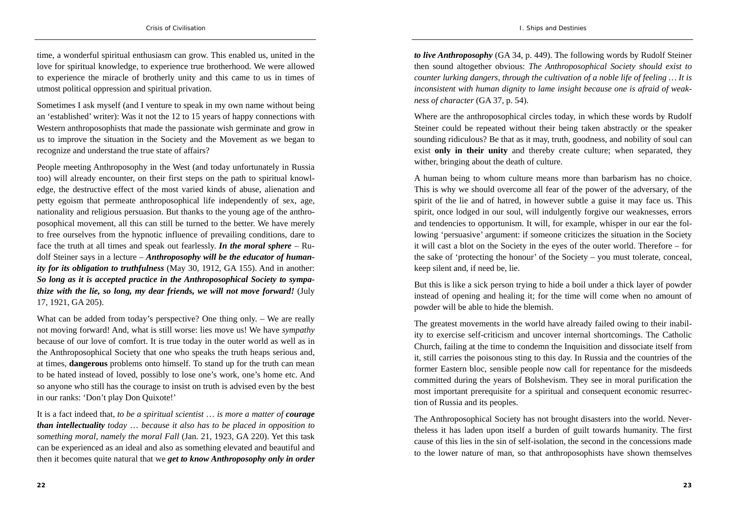time, a wonderful spiritual enthusiasm can grow. This enabled us, united in the love for spiritual knowledge, to experience true brotherhood. We were allowed to experience the miracle of brotherly unity and this came to us in times of utmost political oppression and spiritual privation.

Sometimes I ask myself (and I venture to speak in my own name without being an 'established' writer): Was it not the 12 to 15 years of happy connections with Western anthroposophists that made the passionate wish germinate and grow in us to improve the situation in the Society and the Movement as we began to recognize and understand the true state of affairs?

People meeting Anthroposophy in the West (and today unfortunately in Russia too) will already encounter, on their first steps on the path to spiritual knowledge, the destructive effect of the most varied kinds of abuse, alienation and petty egoism that permeate anthroposophical life independently of sex, age, nationality and religious persuasion. But thanks to the young age of the anthroposophical movement, all this can still be turned to the better. We have merely to free ourselves from the hypnotic influence of prevailing conditions, dare to face the truth at all times and speak out fearlessly. ***In the moral sphere*** – Rudolf Steiner says in a lecture – ***Anthroposophy will be the educator of humanity for its obligation to truthfulness*** (May 30, 1912, GA 155). And in another: ***So long as it is accepted practice in the Anthroposophical Society to sympathize with the lie, so long, my dear friends, we will not move forward!*** (July 17, 1921, GA 205).

What can be added from today's perspective? One thing only. – We are really not moving forward! And, what is still worse: lies move us! We have *sympathy* because of our love of comfort. It is true today in the outer world as well as in the Anthroposophical Society that one who speaks the truth heaps serious and, at times, **dangerous** problems onto himself. To stand up for the truth can mean to be hated instead of loved, possibly to lose one's work, one's home etc. And so anyone who still has the courage to insist on truth is advised even by the best in our ranks: 'Don't play Don Quixote!'

It is a fact indeed that, *to be a spiritual scientist … is more a matter of **courage than intellectuality** today … because it also has to be placed in opposition to something moral, namely the moral Fall* (Jan. 21, 1923, GA 220). Yet this task can be experienced as an ideal and also as something elevated and beautiful and then it becomes quite natural that we ***get to know Anthroposophy only in order to live Anthroposophy*** (GA 34, p. 449). The following words by Rudolf Steiner then sound altogether obvious: *The Anthroposophical Society should exist to counter lurking dangers, through the cultivation of a noble life of feeling … It is inconsistent with human dignity to lame insight because one is afraid of weakness of character* (GA 37, p. 54).

Where are the anthroposophical circles today, in which these words by Rudolf Steiner could be repeated without their being taken abstractly or the speaker sounding ridiculous? Be that as it may, truth, goodness, and nobility of soul can exist **only in their unity** and thereby create culture; when separated, they wither, bringing about the death of culture.

A human being to whom culture means more than barbarism has no choice. This is why we should overcome all fear of the power of the adversary, of the spirit of the lie and of hatred, in however subtle a guise it may face us. This spirit, once lodged in our soul, will indulgently forgive our weaknesses, errors and tendencies to opportunism. It will, for example, whisper in our ear the following 'persuasive' argument: if someone criticizes the situation in the Society it will cast a blot on the Society in the eyes of the outer world. Therefore – for the sake of 'protecting the honour' of the Society – you must tolerate, conceal, keep silent and, if need be, lie.

But this is like a sick person trying to hide a boil under a thick layer of powder instead of opening and healing it; for the time will come when no amount of powder will be able to hide the blemish.

The greatest movements in the world have already failed owing to their inability to exercise self-criticism and uncover internal shortcomings. The Catholic Church, failing at the time to condemn the Inquisition and dissociate itself from it, still carries the poisonous sting to this day. In Russia and the countries of the former Eastern bloc, sensible people now call for repentance for the misdeeds committed during the years of Bolshevism. They see in moral purification the most important prerequisite for a spiritual and consequent economic resurrection of Russia and its peoples.

The Anthroposophical Society has not brought disasters into the world. Nevertheless it has laden upon itself a burden of guilt towards humanity. The first cause of this lies in the sin of self-isolation, the second in the concessions made to the lower nature of man, so that anthroposophists have shown themselves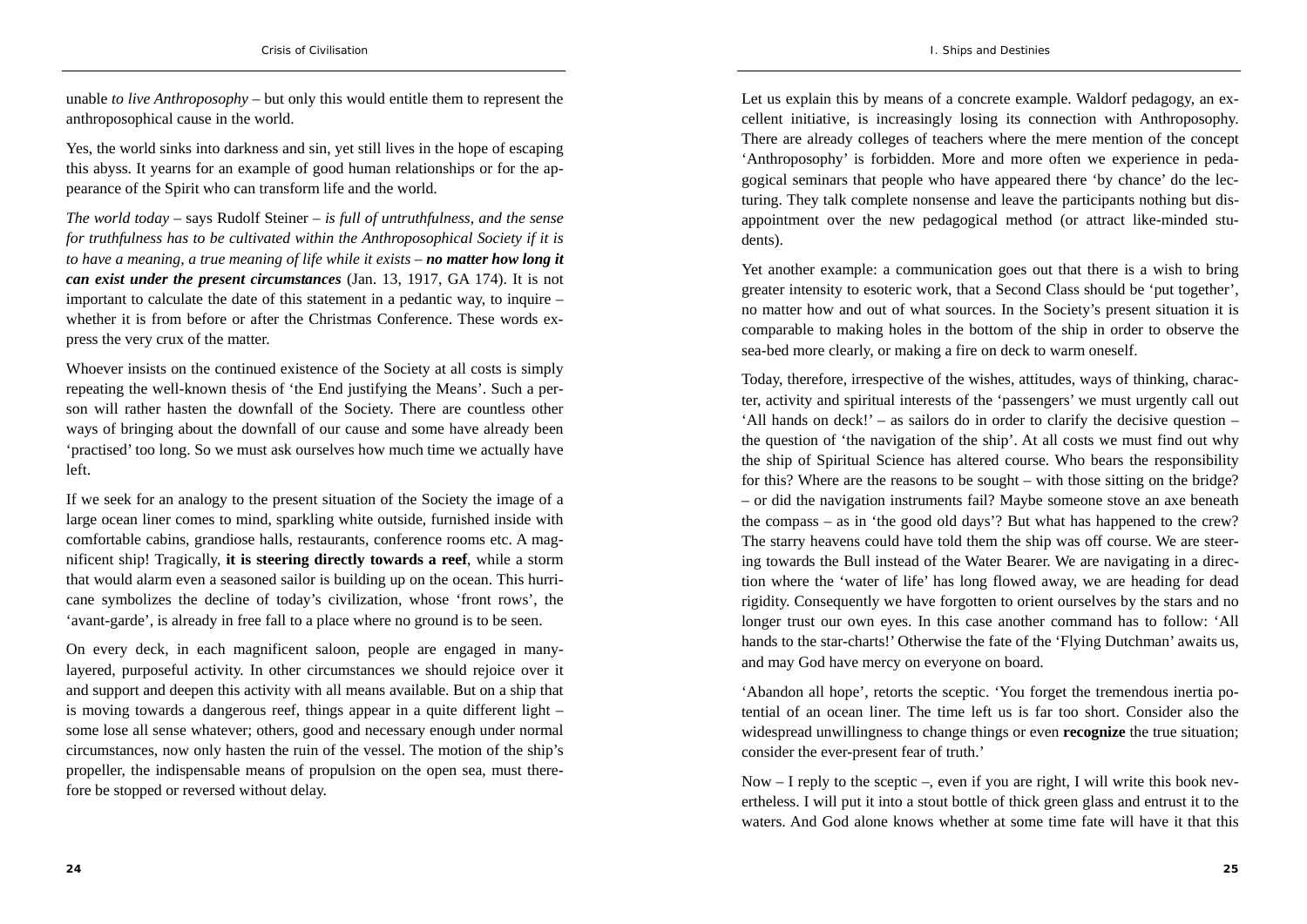unable *to live Anthroposophy* – but only this would entitle them to represent the anthroposophical cause in the world.

Yes, the world sinks into darkness and sin, yet still lives in the hope of escaping this abyss. It yearns for an example of good human relationships or for the appearance of the Spirit who can transform life and the world.

*The world today* – says Rudolf Steiner – *is full of untruthfulness, and the sense for truthfulness has to be cultivated within the Anthroposophical Society if it is to have a meaning, a true meaning of life while it exists* – ***no matter how long it can exist under the present circumstances*** (Jan. 13, 1917, GA 174). It is not important to calculate the date of this statement in a pedantic way, to inquire – whether it is from before or after the Christmas Conference. These words express the very crux of the matter.

Whoever insists on the continued existence of the Society at all costs is simply repeating the well-known thesis of 'the End justifying the Means'. Such a person will rather hasten the downfall of the Society. There are countless other ways of bringing about the downfall of our cause and some have already been 'practised' too long. So we must ask ourselves how much time we actually have left.

If we seek for an analogy to the present situation of the Society the image of a large ocean liner comes to mind, sparkling white outside, furnished inside with comfortable cabins, grandiose halls, restaurants, conference rooms etc. A magnificent ship! Tragically, **it is steering directly towards a reef**, while a storm that would alarm even a seasoned sailor is building up on the ocean. This hurricane symbolizes the decline of today's civilization, whose 'front rows', the 'avant-garde', is already in free fall to a place where no ground is to be seen.

On every deck, in each magnificent saloon, people are engaged in many-layered, purposeful activity. In other circumstances we should rejoice over it and support and deepen this activity with all means available. But on a ship that is moving towards a dangerous reef, things appear in a quite different light – some lose all sense whatever; others, good and necessary enough under normal circumstances, now only hasten the ruin of the vessel. The motion of the ship's propeller, the indispensable means of propulsion on the open sea, must therefore be stopped or reversed without delay.

Let us explain this by means of a concrete example. Waldorf pedagogy, an excellent initiative, is increasingly losing its connection with Anthroposophy. There are already colleges of teachers where the mere mention of the concept 'Anthroposophy' is forbidden. More and more often we experience in pedagogical seminars that people who have appeared there 'by chance' do the lecturing. They talk complete nonsense and leave the participants nothing but disappointment over the new pedagogical method (or attract like-minded students).

Yet another example: a communication goes out that there is a wish to bring greater intensity to esoteric work, that a Second Class should be 'put together', no matter how and out of what sources. In the Society's present situation it is comparable to making holes in the bottom of the ship in order to observe the sea-bed more clearly, or making a fire on deck to warm oneself.

Today, therefore, irrespective of the wishes, attitudes, ways of thinking, character, activity and spiritual interests of the 'passengers' we must urgently call out 'All hands on deck!' – as sailors do in order to clarify the decisive question – the question of 'the navigation of the ship'. At all costs we must find out why the ship of Spiritual Science has altered course. Who bears the responsibility for this? Where are the reasons to be sought – with those sitting on the bridge? – or did the navigation instruments fail? Maybe someone stove an axe beneath the compass – as in 'the good old days'? But what has happened to the crew? The starry heavens could have told them the ship was off course. We are steering towards the Bull instead of the Water Bearer. We are navigating in a direction where the 'water of life' has long flowed away, we are heading for dead rigidity. Consequently we have forgotten to orient ourselves by the stars and no longer trust our own eyes. In this case another command has to follow: 'All hands to the star-charts!' Otherwise the fate of the 'Flying Dutchman' awaits us, and may God have mercy on everyone on board.

'Abandon all hope', retorts the sceptic. 'You forget the tremendous inertia potential of an ocean liner. The time left us is far too short. Consider also the widespread unwillingness to change things or even **recognize** the true situation; consider the ever-present fear of truth.'

Now – I reply to the sceptic –, even if you are right, I will write this book nevertheless. I will put it into a stout bottle of thick green glass and entrust it to the waters. And God alone knows whether at some time fate will have it that this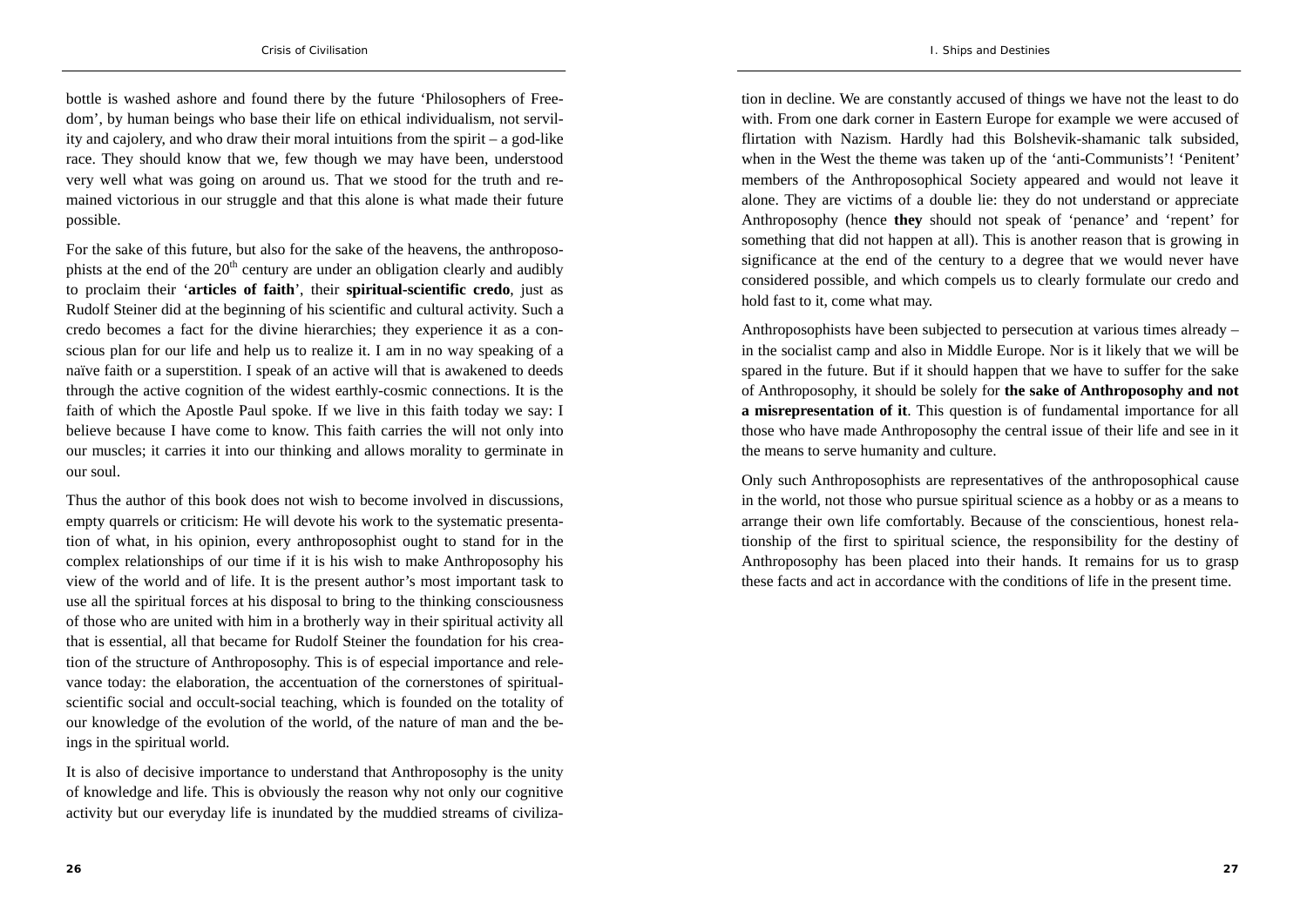bottle is washed ashore and found there by the future 'Philosophers of Freedom', by human beings who base their life on ethical individualism, not servility and cajolery, and who draw their moral intuitions from the spirit – a god-like race. They should know that we, few though we may have been, understood very well what was going on around us. That we stood for the truth and remained victorious in our struggle and that this alone is what made their future possible.

For the sake of this future, but also for the sake of the heavens, the anthroposophists at the end of the 20th century are under an obligation clearly and audibly to proclaim their '**articles of faith**', their **spiritual-scientific credo**, just as Rudolf Steiner did at the beginning of his scientific and cultural activity. Such a credo becomes a fact for the divine hierarchies; they experience it as a conscious plan for our life and help us to realize it. I am in no way speaking of a naïve faith or a superstition. I speak of an active will that is awakened to deeds through the active cognition of the widest earthly-cosmic connections. It is the faith of which the Apostle Paul spoke. If we live in this faith today we say: I believe because I have come to know. This faith carries the will not only into our muscles; it carries it into our thinking and allows morality to germinate in our soul.

Thus the author of this book does not wish to become involved in discussions, empty quarrels or criticism: He will devote his work to the systematic presentation of what, in his opinion, every anthroposophist ought to stand for in the complex relationships of our time if it is his wish to make Anthroposophy his view of the world and of life. It is the present author's most important task to use all the spiritual forces at his disposal to bring to the thinking consciousness of those who are united with him in a brotherly way in their spiritual activity all that is essential, all that became for Rudolf Steiner the foundation for his creation of the structure of Anthroposophy. This is of especial importance and relevance today: the elaboration, the accentuation of the cornerstones of spiritual-scientific social and occult-social teaching, which is founded on the totality of our knowledge of the evolution of the world, of the nature of man and the beings in the spiritual world.

It is also of decisive importance to understand that Anthroposophy is the unity of knowledge and life. This is obviously the reason why not only our cognitive activity but our everyday life is inundated by the muddied streams of civilization in decline. We are constantly accused of things we have not the least to do with. From one dark corner in Eastern Europe for example we were accused of flirtation with Nazism. Hardly had this Bolshevik-shamanic talk subsided, when in the West the theme was taken up of the 'anti-Communists'! 'Penitent' members of the Anthroposophical Society appeared and would not leave it alone. They are victims of a double lie: they do not understand or appreciate Anthroposophy (hence **they** should not speak of 'penance' and 'repent' for something that did not happen at all). This is another reason that is growing in significance at the end of the century to a degree that we would never have considered possible, and which compels us to clearly formulate our credo and hold fast to it, come what may.

Anthroposophists have been subjected to persecution at various times already – in the socialist camp and also in Middle Europe. Nor is it likely that we will be spared in the future. But if it should happen that we have to suffer for the sake of Anthroposophy, it should be solely for **the sake of Anthroposophy and not a misrepresentation of it**. This question is of fundamental importance for all those who have made Anthroposophy the central issue of their life and see in it the means to serve humanity and culture.

Only such Anthroposophists are representatives of the anthroposophical cause in the world, not those who pursue spiritual science as a hobby or as a means to arrange their own life comfortably. Because of the conscientious, honest relationship of the first to spiritual science, the responsibility for the destiny of Anthroposophy has been placed into their hands. It remains for us to grasp these facts and act in accordance with the conditions of life in the present time.